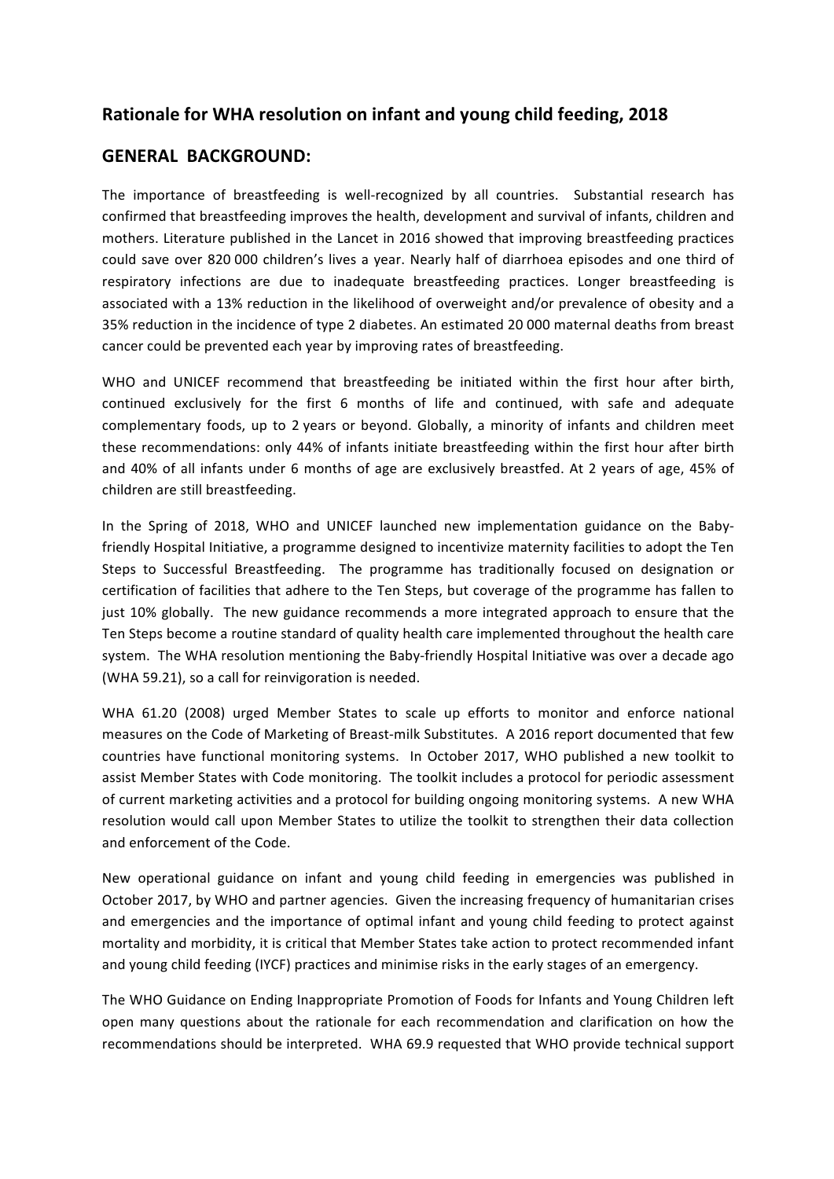## Rationale for WHA resolution on infant and young child feeding, 2018

## GENERAL BACKGROUND:

The importance of breastfeeding is well-recognized by all countries. Substantial research has confirmed that breastfeeding improves the health, development and survival of infants, children and mothers. Literature published in the Lancet in 2016 showed that improving breastfeeding practices could save over 820 000 children's lives a year. Nearly half of diarrhoea episodes and one third of respiratory infections are due to inadequate breastfeeding practices. Longer breastfeeding is associated with a 13% reduction in the likelihood of overweight and/or prevalence of obesity and a 35% reduction in the incidence of type 2 diabetes. An estimated 20 000 maternal deaths from breast cancer could be prevented each year by improving rates of breastfeeding.

WHO and UNICEF recommend that breastfeeding be initiated within the first hour after birth, continued exclusively for the first 6 months of life and continued, with safe and adequate complementary foods, up to 2 years or beyond. Globally, a minority of infants and children meet these recommendations: only 44% of infants initiate breastfeeding within the first hour after birth and 40% of all infants under 6 months of age are exclusively breastfed. At 2 years of age, 45% of children are still breastfeeding.

In the Spring of 2018, WHO and UNICEF launched new implementation guidance on the Baby-friendly Hospital Initiative, a programme designed to incentivize maternity facilities to adopt the Ten Steps to Successful Breastfeeding. The programme has traditionally focused on designation or certification of facilities that adhere to the Ten Steps, but coverage of the programme has fallen to just 10% globally. The new guidance recommends a more integrated approach to ensure that the Ten Steps become a routine standard of quality health care implemented throughout the health care system. The WHA resolution mentioning the Baby-friendly Hospital Initiative was over a decade ago (WHA 59.21), so a call for reinvigoration is needed.

WHA 61.20 (2008) urged Member States to scale up efforts to monitor and enforce national measures on the Code of Marketing of Breast-milk Substitutes. A 2016 report documented that few countries have functional monitoring systems. In October 2017, WHO published a new toolkit to assist Member States with Code monitoring. The toolkit includes a protocol for periodic assessment of current marketing activities and a protocol for building ongoing monitoring systems. A new WHA resolution would call upon Member States to utilize the toolkit to strengthen their data collection and enforcement of the Code.

New operational guidance on infant and young child feeding in emergencies was published in October 2017, by WHO and partner agencies. Given the increasing frequency of humanitarian crises and emergencies and the importance of optimal infant and young child feeding to protect against mortality and morbidity, it is critical that Member States take action to protect recommended infant and young child feeding (IYCF) practices and minimise risks in the early stages of an emergency.

The WHO Guidance on Ending Inappropriate Promotion of Foods for Infants and Young Children left open many questions about the rationale for each recommendation and clarification on how the recommendations should be interpreted. WHA 69.9 requested that WHO provide technical support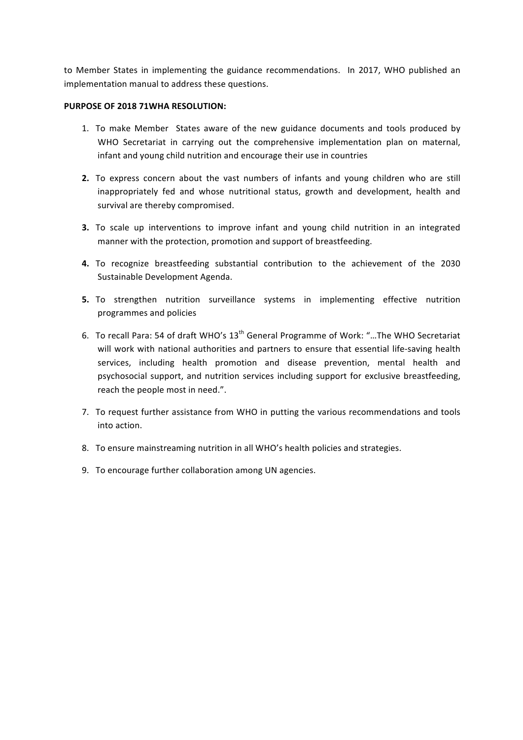to Member States in implementing the guidance recommendations. In 2017, WHO published an implementation manual to address these questions.

**PURPOSE OF 2018 71WHA RESOLUTION:**

1. To make Member States aware of the new guidance documents and tools produced by WHO Secretariat in carrying out the comprehensive implementation plan on maternal, infant and young child nutrition and encourage their use in countries
2. To express concern about the vast numbers of infants and young children who are still inappropriately fed and whose nutritional status, growth and development, health and survival are thereby compromised.
3. To scale up interventions to improve infant and young child nutrition in an integrated manner with the protection, promotion and support of breastfeeding.
4. To recognize breastfeeding substantial contribution to the achievement of the 2030 Sustainable Development Agenda.
5. To strengthen nutrition surveillance systems in implementing effective nutrition programmes and policies
6. To recall Para: 54 of draft WHO's 13th General Programme of Work: "…The WHO Secretariat will work with national authorities and partners to ensure that essential life-saving health services, including health promotion and disease prevention, mental health and psychosocial support, and nutrition services including support for exclusive breastfeeding, reach the people most in need.".
7. To request further assistance from WHO in putting the various recommendations and tools into action.
8. To ensure mainstreaming nutrition in all WHO's health policies and strategies.
9. To encourage further collaboration among UN agencies.